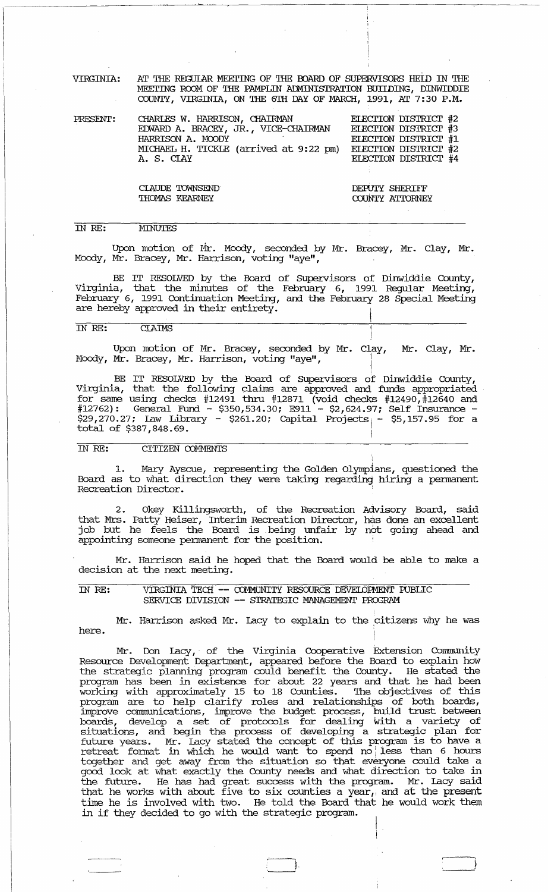VIRGINIA: AT THE REGULAR MEETING OF THE BOARD OF SUPERVISORS HELD IN THE MEETING ROOM OF THE PAMPLIN ADMINISTRATION BUILDING, DINWIDDIE COUNTY, VIRGINIA, ON THE 6TH DAY OF MARCH, 1991, AT 7:30 P.M.

| PRESENT: | | |
|---|---|---|
| | CHARLES W. HARRISON, CHAIRMAN | ELECTION DISTRICT #2 |
| | EDWARD A. BRACEY, JR., VICE-CHAIRMAN | ELECTION DISTRICT #3 |
| | HARRISON A. MOODY | ELECTION DISTRICT #1 |
| | MICHAEL H. TICKLE (arrived at 9:22 pm) | ELECTION DISTRICT #2 |
| | A. S. CLAY | ELECTION DISTRICT #4 |
| | | |
| | CLAUDE TOWNSEND | DEPUTY SHERIFF |
| | THOMAS KEARNEY | COUNTY ATTORNEY |

IN RE: MINUTES

Upon motion of Mr. Moody, seconded by Mr. Bracey, Mr. Clay, Mr. Moody, Mr. Bracey, Mr. Harrison, voting "aye",

BE IT RESOLVED by the Board of Supervisors of Dinwiddie County, Virginia, that the minutes of the February 6, 1991 Regular Meeting, February 6, 1991 Continuation Meeting, and the February 28 Special Meeting are hereby approved in their entirety.

IN RE: CLAIMS

Upon motion of Mr. Bracey, seconded by Mr. Clay, Mr. Clay, Mr. Moody, Mr. Bracey, Mr. Harrison, voting "aye",

BE IT RESOLVED by the Board of Supervisors of Dinwiddie County, Virginia, that the following claims are approved and funds appropriated for same using checks #12491 thru #12871 (void checks #12490, #12640 and #12762): General Fund - $350,534.30; E911 - $2,624.97; Self Insurance - $29,270.27; Law Library - $261.20; Capital Projects - $5,157.95 for a total of $387,848.69.

IN RE: CITIZEN COMMENTS

1. Mary Ayscue, representing the Golden Olympians, questioned the Board as to what direction they were taking regarding hiring a permanent Recreation Director.

2. Okey Killingsworth, of the Recreation Advisory Board, said that Mrs. Patty Heiser, Interim Recreation Director, has done an excellent job but he feels the Board is being unfair by not going ahead and appointing someone permanent for the position.

Mr. Harrison said he hoped that the Board would be able to make a decision at the next meeting.

IN RE: VIRGINIA TECH -- COMMUNITY RESOURCE DEVELOPMENT PUBLIC SERVICE DIVISION -- STRATEGIC MANAGEMENT PROGRAM

Mr. Harrison asked Mr. Lacy to explain to the citizens why he was here.

Mr. Don Lacy, of the Virginia Cooperative Extension Community Resource Development Department, appeared before the Board to explain how the strategic planning program could benefit the County. He stated the program has been in existence for about 22 years and that he had been working with approximately 15 to 18 Counties. The objectives of this program are to help clarify roles and relationships of both boards, improve communications, improve the budget process, build trust between boards, develop a set of protocols for dealing with a variety of situations, and begin the process of developing a strategic plan for future years. Mr. Lacy stated the concept of this program is to have a retreat format in which he would want to spend no less than 6 hours together and get away from the situation so that everyone could take a good look at what exactly the County needs and what direction to take in the future. He has had great success with the program. Mr. Lacy said that he works with about five to six counties a year, and at the present time he is involved with two. He told the Board that he would work them in if they decided to go with the strategic program.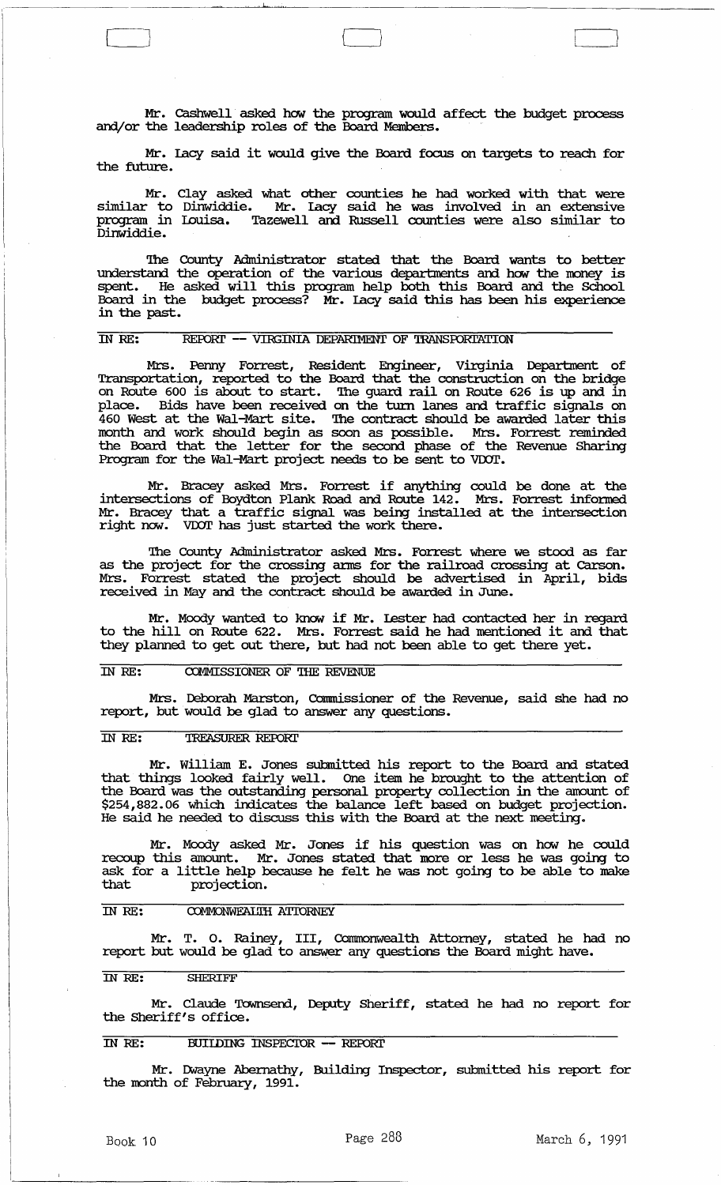Mr. Cashwell asked how the program would affect the budget process and/or the leadership roles of the Board Members.

Mr. Lacy said it would give the Board focus on targets to reach for the future.

Mr. Clay asked what other counties he had worked with that were similar to Dinwiddie. Mr. Lacy said he was involved in an extensive program in Louisa. Tazewell and Russell counties were also similar to Dinwiddie.

The County Administrator stated that the Board wants to better understand the operation of the various departments and how the money is spent. He asked will this program help both this Board and the School Board in the budget process? Mr. Lacy said this has been his experience in the past.

IN RE: REPORT -- VIRGINIA DEPARTMENT OF TRANSPORTATION

Mrs. Penny Forrest, Resident Engineer, Virginia Department of Transportation, reported to the Board that the construction on the bridge on Route 600 is about to start. The guard rail on Route 626 is up and in place. Bids have been received on the turn lanes and traffic signals on 460 West at the Wal-Mart site. The contract should be awarded later this month and work should begin as soon as possible. Mrs. Forrest reminded the Board that the letter for the second phase of the Revenue Sharing Program for the Wal-Mart project needs to be sent to VDOT.

Mr. Bracey asked Mrs. Forrest if anything could be done at the intersections of Boydton Plank Road and Route 142. Mrs. Forrest informed Mr. Bracey that a traffic signal was being installed at the intersection right now. VDOT has just started the work there.

The County Administrator asked Mrs. Forrest where we stood as far as the project for the crossing arms for the railroad crossing at Carson. Mrs. Forrest stated the project should be advertised in April, bids received in May and the contract should be awarded in June.

Mr. Moody wanted to know if Mr. Lester had contacted her in regard to the hill on Route 622. Mrs. Forrest said he had mentioned it and that they planned to get out there, but had not been able to get there yet.

IN RE: COMMISSIONER OF THE REVENUE

Mrs. Deborah Marston, Commissioner of the Revenue, said she had no report, but would be glad to answer any questions.

IN RE: TREASURER REPORT

Mr. William E. Jones submitted his report to the Board and stated that things looked fairly well. One item he brought to the attention of the Board was the outstanding personal property collection in the amount of $254,882.06 which indicates the balance left based on budget projection. He said he needed to discuss this with the Board at the next meeting.

Mr. Moody asked Mr. Jones if his question was on how he could recoup this amount. Mr. Jones stated that more or less he was going to ask for a little help because he felt he was not going to be able to make that projection.

IN RE: COMMONWEALTH ATTORNEY

Mr. T. O. Rainey, III, Commonwealth Attorney, stated he had no report but would be glad to answer any questions the Board might have.

IN RE: SHERIFF

Mr. Claude Townsend, Deputy Sheriff, stated he had no report for the Sheriff's office.

IN RE: BUILDING INSPECTOR -- REPORT

Mr. Dwayne Abernathy, Building Inspector, submitted his report for the month of February, 1991.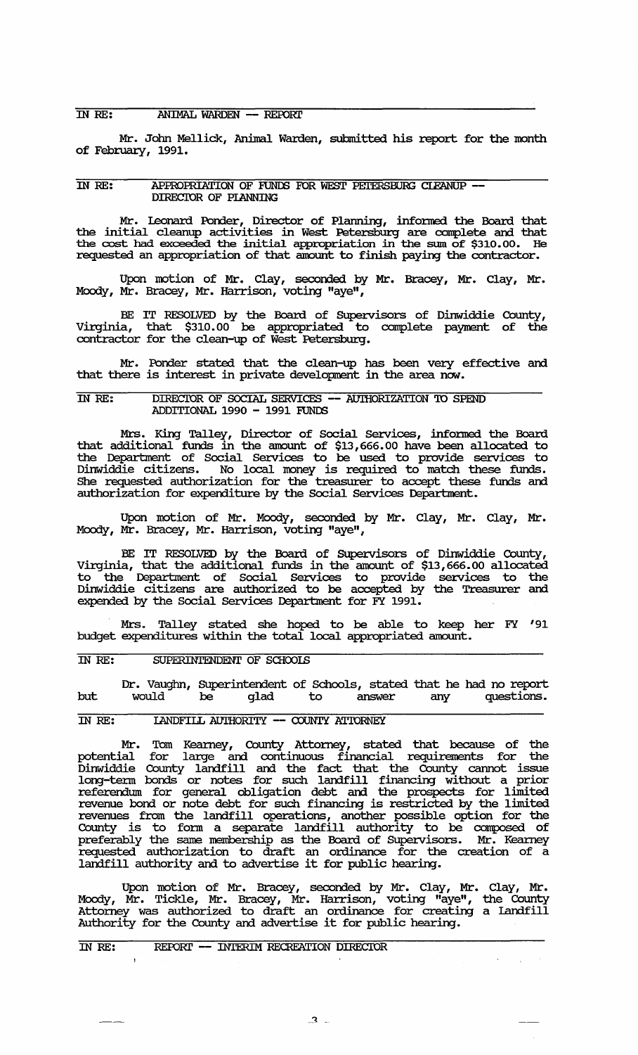IN RE: ANIMAL WARDEN -- REPORT

Mr. John Mellick, Animal Warden, submitted his report for the month of February, 1991.

IN RE: APPROPRIATION OF FUNDS FOR WEST PETERSBURG CLEANUP -- DIRECTOR OF PLANNING

Mr. Leonard Ponder, Director of Planning, informed the Board that the initial cleanup activities in West Petersburg are complete and that the cost had exceeded the initial appropriation in the sum of $310.00. He requested an appropriation of that amount to finish paying the contractor.

Upon motion of Mr. Clay, seconded by Mr. Bracey, Mr. Clay, Mr. Moody, Mr. Bracey, Mr. Harrison, voting "aye",

BE IT RESOLVED by the Board of Supervisors of Dinwiddie County, Virginia, that $310.00 be appropriated to complete payment of the contractor for the clean-up of West Petersburg.

Mr. Ponder stated that the clean-up has been very effective and that there is interest in private development in the area now.

IN RE: DIRECTOR OF SOCIAL SERVICES -- AUTHORIZATION TO SPEND ADDITIONAL 1990 - 1991 FUNDS

Mrs. King Talley, Director of Social Services, informed the Board that additional funds in the amount of $13,666.00 have been allocated to the Department of Social Services to be used to provide services to Dinwiddie citizens. No local money is required to match these funds. She requested authorization for the treasurer to accept these funds and authorization for expenditure by the Social Services Department.

Upon motion of Mr. Moody, seconded by Mr. Clay, Mr. Clay, Mr. Moody, Mr. Bracey, Mr. Harrison, voting "aye",

BE IT RESOLVED by the Board of Supervisors of Dinwiddie County, Virginia, that the additional funds in the amount of $13,666.00 allocated to the Department of Social Services to provide services to the Dinwiddie citizens are authorized to be accepted by the Treasurer and expended by the Social Services Department for FY 1991.

Mrs. Talley stated she hoped to be able to keep her FY '91 budget expenditures within the total local appropriated amount.

IN RE: SUPERINTENDENT OF SCHOOLS

Dr. Vaughn, Superintendent of Schools, stated that he had no report but would be glad to answer any questions.

IN RE: LANDFILL AUTHORITY -- COUNTY ATTORNEY

Mr. Tom Kearney, County Attorney, stated that because of the potential for large and continuous financial requirements for the Dinwiddie County landfill and the fact that the County cannot issue long-term bonds or notes for such landfill financing without a prior referendum for general obligation debt and the prospects for limited revenue bond or note debt for such financing is restricted by the limited revenues from the landfill operations, another possible option for the County is to form a separate landfill authority to be composed of preferably the same membership as the Board of Supervisors. Mr. Kearney requested authorization to draft an ordinance for the creation of a landfill authority and to advertise it for public hearing.

Upon motion of Mr. Bracey, seconded by Mr. Clay, Mr. Clay, Mr. Moody, Mr. Tickle, Mr. Bracey, Mr. Harrison, voting "aye", the County Attorney was authorized to draft an ordinance for creating a Landfill Authority for the County and advertise it for public hearing.

IN RE: REPORT -- INTERIM RECREATION DIRECTOR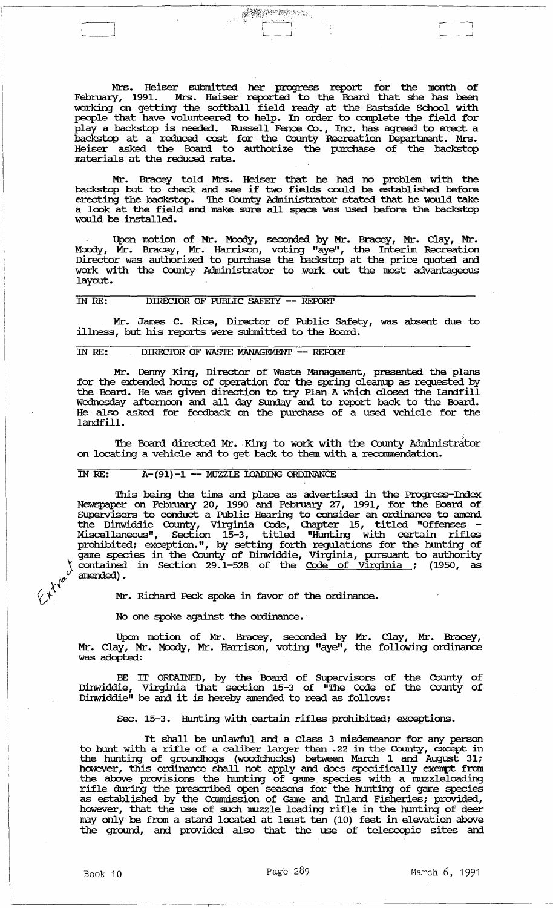Mrs. Heiser submitted her progress report for the month of February, 1991. Mrs. Heiser reported to the Board that she has been working on getting the softball field ready at the Eastside School with people that have volunteered to help. In order to complete the field for play a backstop is needed. Russell Fence Co., Inc. has agreed to erect a backstop at a reduced cost for the County Recreation Department. Mrs. Heiser asked the Board to authorize the purchase of the backstop materials at the reduced rate.

Mr. Bracey told Mrs. Heiser that he had no problem with the backstop but to check and see if two fields could be established before erecting the backstop. The County Administrator stated that he would take a look at the field and make sure all space was used before the backstop would be installed.

Upon motion of Mr. Moody, seconded by Mr. Bracey, Mr. Clay, Mr. Moody, Mr. Bracey, Mr. Harrison, voting "aye", the Interim Recreation Director was authorized to purchase the backstop at the price quoted and work with the County Administrator to work out the most advantageous layout.

IN RE: DIRECTOR OF PUBLIC SAFETY -- REPORT

Mr. James C. Rice, Director of Public Safety, was absent due to illness, but his reports were submitted to the Board.

IN RE: DIRECTOR OF WASTE MANAGEMENT -- REPORT

Mr. Denny King, Director of Waste Management, presented the plans for the extended hours of operation for the spring cleanup as requested by the Board. He was given direction to try Plan A which closed the Landfill Wednesday afternoon and all day Sunday and to report back to the Board. He also asked for feedback on the purchase of a used vehicle for the landfill.

The Board directed Mr. King to work with the County Administrator on locating a vehicle and to get back to them with a recommendation.

IN RE: A-(91)-1 -- MUZZLE LOADING ORDINANCE

This being the time and place as advertised in the Progress-Index Newspaper on February 20, 1990 and February 27, 1991, for the Board of Supervisors to conduct a Public Hearing to consider an ordinance to amend the Dinwiddie County, Virginia Code, Chapter 15, titled "Offenses - Miscellaneous", Section 15-3, titled "Hunting with certain rifles prohibited; exception.", by setting forth regulations for the hunting of game species in the County of Dinwiddie, Virginia, pursuant to authority contained in Section 29.1-528 of the Code of Virginia ; (1950, as amended).

Extract

Mr. Richard Peck spoke in favor of the ordinance.

No one spoke against the ordinance.

Upon motion of Mr. Bracey, seconded by Mr. Clay, Mr. Bracey, Mr. Clay, Mr. Moody, Mr. Harrison, voting "aye", the following ordinance was adopted:

BE IT ORDAINED, by the Board of Supervisors of the County of Dinwiddie, Virginia that section 15-3 of "The Code of the County of Dinwiddie" be and it is hereby amended to read as follows:

Sec. 15-3. Hunting with certain rifles prohibited; exceptions.

It shall be unlawful and a Class 3 misdemeanor for any person to hunt with a rifle of a caliber larger than .22 in the County, except in the hunting of groundhogs (woodchucks) between March 1 and August 31; however, this ordinance shall not apply and does specifically exempt from the above provisions the hunting of game species with a muzzleloading rifle during the prescribed open seasons for the hunting of game species as established by the Commission of Game and Inland Fisheries; provided, however, that the use of such muzzle loading rifle in the hunting of deer may only be from a stand located at least ten (10) feet in elevation above the ground, and provided also that the use of telescopic sites and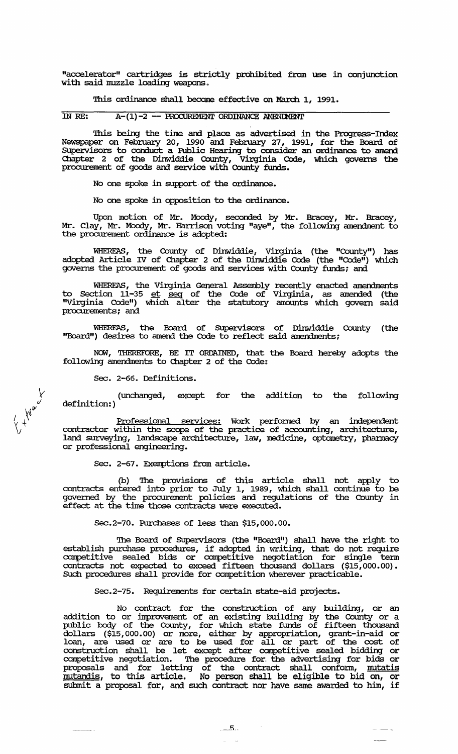"accelerator" cartridges is strictly prohibited from use in conjunction with said muzzle loading weapons.

This ordinance shall become effective on March 1, 1991.

IN RE: A-(1)-2 -- PROCUREMENT ORDINANCE AMENDMENT

This being the time and place as advertised in the Progress-Index Newspaper on February 20, 1990 and February 27, 1991, for the Board of Supervisors to conduct a Public Hearing to consider an ordinance to amend Chapter 2 of the Dinwiddie County, Virginia Code, which governs the procurement of goods and service with County funds.

No one spoke in support of the ordinance.

No one spoke in opposition to the ordinance.

Upon motion of Mr. Moody, seconded by Mr. Bracey, Mr. Bracey, Mr. Clay, Mr. Moody, Mr. Harrison voting "aye", the following amendment to the procurement ordinance is adopted:

WHEREAS, the County of Dinwiddie, Virginia (the "County") has adopted Article IV of Chapter 2 of the Dinwiddie Code (the "Code") which governs the procurement of goods and services with County funds; and

WHEREAS, the Virginia General Assembly recently enacted amendments to Section 11-35 et seq of the Code of Virginia, as amended (the "Virginia Code") which alter the statutory amounts which govern said procurements; and

WHEREAS, the Board of Supervisors of Dinwiddie County (the "Board") desires to amend the Code to reflect said amendments;

NOW, THEREFORE, BE IT ORDAINED, that the Board hereby adopts the following amendments to Chapter 2 of the Code:

Sec. 2-66. Definitions.

(unchanged, except for the addition to the following definition:)

Professional services: Work performed by an independent contractor within the scope of the practice of accounting, architecture, land surveying, landscape architecture, law, medicine, optometry, pharmacy or professional engineering.

Sec. 2-67. Exemptions from article.

(b) The provisions of this article shall not apply to contracts entered into prior to July 1, 1989, which shall continue to be governed by the procurement policies and regulations of the County in effect at the time those contracts were executed.

Sec.2-70. Purchases of less than $15,000.00.

The Board of Supervisors (the "Board") shall have the right to establish purchase procedures, if adopted in writing, that do not require competitive sealed bids or competitive negotiation for single term contracts not expected to exceed fifteen thousand dollars ($15,000.00). Such procedures shall provide for competition wherever practicable.

Sec.2-75. Requirements for certain state-aid projects.

No contract for the construction of any building, or an addition to or improvement of an existing building by the County or a public body of the County, for which state funds of fifteen thousand dollars ($15,000.00) or more, either by appropriation, grant-in-aid or loan, are used or are to be used for all or part of the cost of construction shall be let except after competitive sealed bidding or competitive negotiation. The procedure for the advertising for bids or proposals and for letting of the contract shall conform, *mutatis mutandis*, to this article. No person shall be eligible to bid on, or submit a proposal for, and such contract nor have same awarded to him, if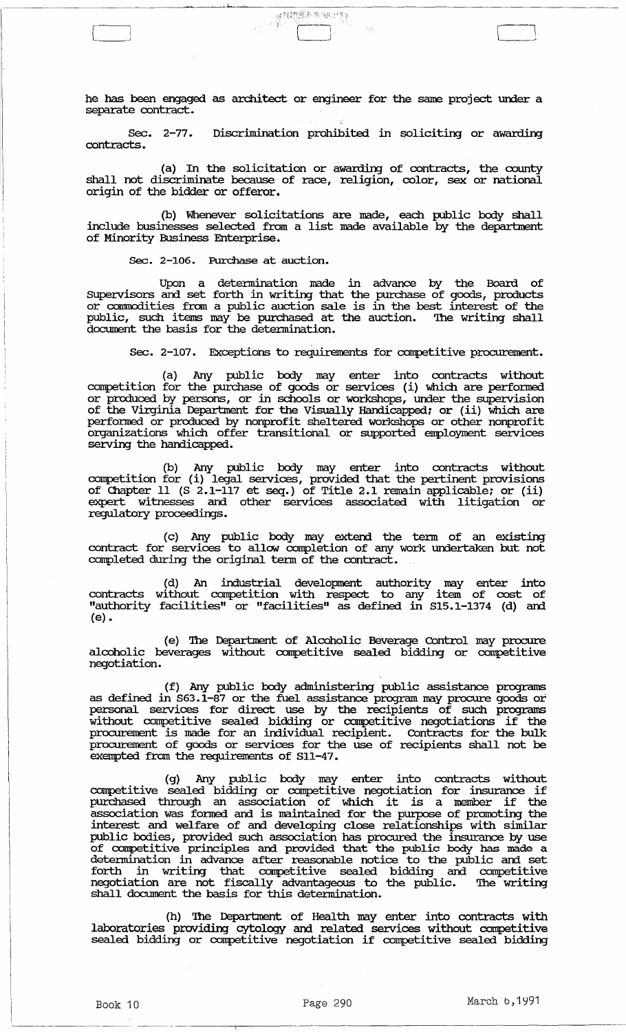he has been engaged as architect or engineer for the same project under a separate contract.

Sec. 2-77. Discrimination prohibited in soliciting or awarding contracts.

(a) In the solicitation or awarding of contracts, the county shall not discriminate because of race, religion, color, sex or national origin of the bidder or offeror.

(b) Whenever solicitations are made, each public body shall include businesses selected from a list made available by the department of Minority Business Enterprise.

Sec. 2-106. Purchase at auction.

Upon a determination made in advance by the Board of Supervisors and set forth in writing that the purchase of goods, products or commodities from a public auction sale is in the best interest of the public, such items may be purchased at the auction. The writing shall document the basis for the determination.

Sec. 2-107. Exceptions to requirements for competitive procurement.

(a) Any public body may enter into contracts without competition for the purchase of goods or services (i) which are performed or produced by persons, or in schools or workshops, under the supervision of the Virginia Department for the Visually Handicapped; or (ii) which are performed or produced by nonprofit sheltered workshops or other nonprofit organizations which offer transitional or supported employment services serving the handicapped.

(b) Any public body may enter into contracts without competition for (i) legal services, provided that the pertinent provisions of Chapter 11 (S 2.1-117 et seq.) of Title 2.1 remain applicable; or (ii) expert witnesses and other services associated with litigation or regulatory proceedings.

(c) Any public body may extend the term of an existing contract for services to allow completion of any work undertaken but not completed during the original term of the contract.

(d) An industrial development authority may enter into contracts without competition with respect to any item of cost of "authority facilities" or "facilities" as defined in S15.1-1374 (d) and (e).

(e) The Department of Alcoholic Beverage Control may procure alcoholic beverages without competitive sealed bidding or competitive negotiation.

(f) Any public body administering public assistance programs as defined in S63.1-87 or the fuel assistance program may procure goods or personal services for direct use by the recipients of such programs without competitive sealed bidding or competitive negotiations if the procurement is made for an individual recipient. Contracts for the bulk procurement of goods or services for the use of recipients shall not be exempted from the requirements of S11-47.

(g) Any public body may enter into contracts without competitive sealed bidding or competitive negotiation for insurance if purchased through an association of which it is a member if the association was formed and is maintained for the purpose of promoting the interest and welfare of and developing close relationships with similar public bodies, provided such association has procured the insurance by use of competitive principles and provided that the public body has made a determination in advance after reasonable notice to the public and set forth in writing that competitive sealed bidding and competitive negotiation are not fiscally advantageous to the public. The writing shall document the basis for this determination.

(h) The Department of Health may enter into contracts with laboratories providing cytology and related services without competitive sealed bidding or competitive negotiation if competitive sealed bidding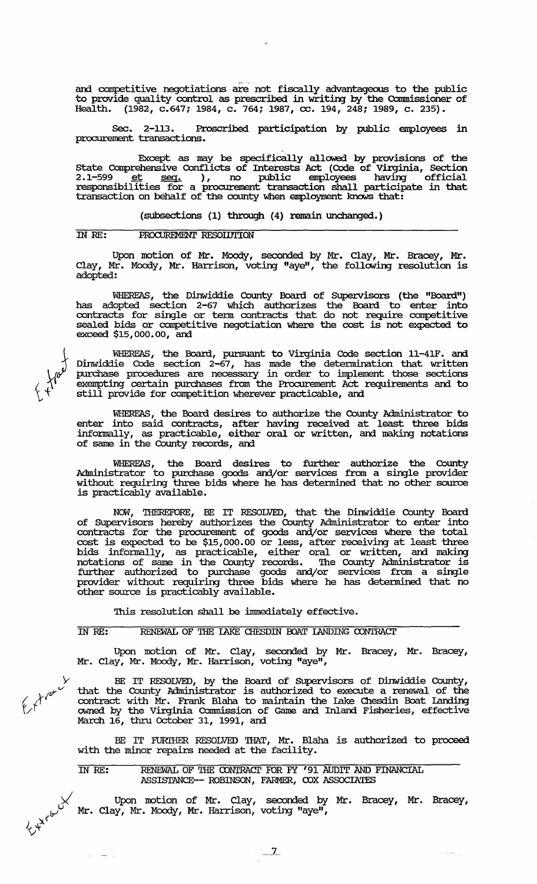and competitive negotiations are not fiscally advantageous to the public to provide quality control as prescribed in writing by the Commissioner of Health. (1982, c.647; 1984, c. 764; 1987, cc. 194, 248; 1989, c. 235).

Sec. 2-113. Proscribed participation by public employees in procurement transactions.

Except as may be specifically allowed by provisions of the State Comprehensive Conflicts of Interests Act (Code of Virginia, Section 2.1-599 et seq. ), no public employees having official responsibilities for a procurement transaction shall participate in that transaction on behalf of the county when employment knows that:

(subsections (1) through (4) remain unchanged.)

IN RE: PROCUREMENT RESOLUTION

Upon motion of Mr. Moody, seconded by Mr. Clay, Mr. Bracey, Mr. Clay, Mr. Moody, Mr. Harrison, voting "aye", the following resolution is adopted:

WHEREAS, the Dinwiddie County Board of Supervisors (the "Board") has adopted section 2-67 which authorizes the Board to enter into contracts for single or term contracts that do not require competitive sealed bids or competitive negotiation where the cost is not expected to exceed $15,000.00, and

WHEREAS, the Board, pursuant to Virginia Code section 11-41F. and Dinwiddie Code section 2-67, has made the determination that written purchase procedures are necessary in order to implement those sections exempting certain purchases from the Procurement Act requirements and to still provide for competition wherever practicable, and

WHEREAS, the Board desires to authorize the County Administrator to enter into said contracts, after having received at least three bids informally, as practicable, either oral or written, and making notations of same in the County records, and

WHEREAS, the Board desires to further authorize the County Administrator to purchase goods and/or services from a single provider without requiring three bids where he has determined that no other source is practicably available.

NOW, THEREFORE, BE IT RESOLVED, that the Dinwiddie County Board of Supervisors hereby authorizes the County Administrator to enter into contracts for the procurement of goods and/or services where the total cost is expected to be $15,000.00 or less, after receiving at least three bids informally, as practicable, either oral or written, and making notations of same in the County records. The County Administrator is further authorized to purchase goods and/or services from a single provider without requiring three bids where he has determined that no other source is practicably available.

This resolution shall be immediately effective.

IN RE: RENEWAL OF THE LAKE CHESDIN BOAT LANDING CONTRACT

Upon motion of Mr. Clay, seconded by Mr. Bracey, Mr. Bracey, Mr. Clay, Mr. Moody, Mr. Harrison, voting "aye",

BE IT RESOLVED, by the Board of Supervisors of Dinwiddie County, that the County Administrator is authorized to execute a renewal of the contract with Mr. Frank Blaha to maintain the Lake Chesdin Boat Landing owned by the Virginia Commission of Game and Inland Fisheries, effective March 16, thru October 31, 1991, and

BE IT FURTHER RESOLVED THAT, Mr. Blaha is authorized to proceed with the minor repairs needed at the facility.

IN RE: RENEWAL OF THE CONTRACT FOR FY '91 AUDIT AND FINANCIAL ASSISTANCE-- ROBINSON, FARMER, COX ASSOCIATES

Upon motion of Mr. Clay, seconded by Mr. Bracey, Mr. Bracey, Mr. Clay, Mr. Moody, Mr. Harrison, voting "aye",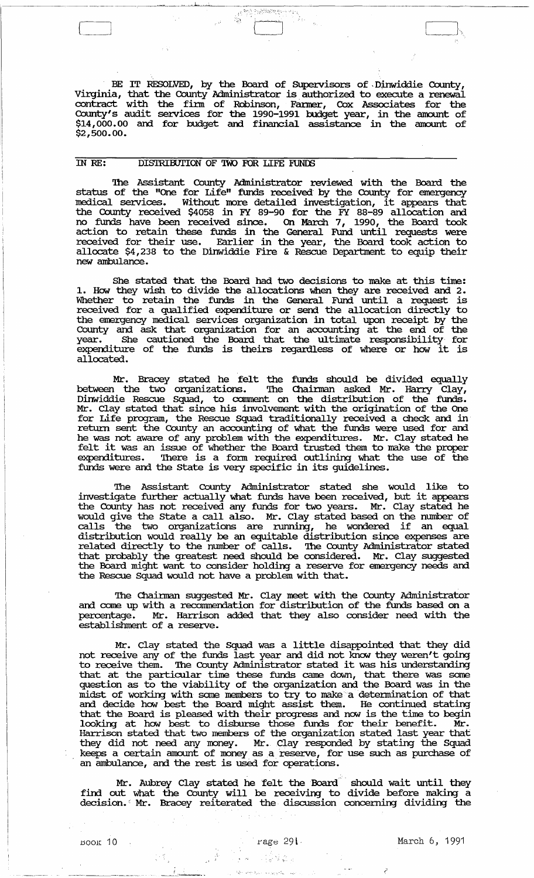BE IT RESOLVED, by the Board of Supervisors of Dinwiddie County, Virginia, that the County Administrator is authorized to execute a renewal contract with the firm of Robinson, Farmer, Cox Associates for the County's audit services for the 1990-1991 budget year, in the amount of $14,000.00 and for budget and financial assistance in the amount of $2,500.00.

IN RE: DISTRIBUTION OF TWO FOR LIFE FUNDS

The Assistant County Administrator reviewed with the Board the status of the "One for Life" funds received by the County for emergency medical services. Without more detailed investigation, it appears that the County received $4058 in FY 89-90 for the FY 88-89 allocation and no funds have been received since. On March 7, 1990, the Board took action to retain these funds in the General Fund until requests were received for their use. Earlier in the year, the Board took action to allocate $4,238 to the Dinwiddie Fire & Rescue Department to equip their new ambulance.

She stated that the Board had two decisions to make at this time: 1. How they wish to divide the allocations when they are received and 2. Whether to retain the funds in the General Fund until a request is received for a qualified expenditure or send the allocation directly to the emergency medical services organization in total upon receipt by the County and ask that organization for an accounting at the end of the year. She cautioned the Board that the ultimate responsibility for expenditure of the funds is theirs regardless of where or how it is allocated.

Mr. Bracey stated he felt the funds should be divided equally between the two organizations. The Chairman asked Mr. Harry Clay, Dinwiddie Rescue Squad, to comment on the distribution of the funds. Mr. Clay stated that since his involvement with the origination of the One for Life program, the Rescue Squad traditionally received a check and in return sent the County an accounting of what the funds were used for and he was not aware of any problem with the expenditures. Mr. Clay stated he felt it was an issue of whether the Board trusted them to make the proper expenditures. There is a form required outlining what the use of the funds were and the State is very specific in its guidelines.

The Assistant County Administrator stated she would like to investigate further actually what funds have been received, but it appears the County has not received any funds for two years. Mr. Clay stated he would give the State a call also. Mr. Clay stated based on the number of calls the two organizations are running, he wondered if an equal distribution would really be an equitable distribution since expenses are related directly to the number of calls. The County Administrator stated that probably the greatest need should be considered. Mr. Clay suggested the Board might want to consider holding a reserve for emergency needs and the Rescue Squad would not have a problem with that.

The Chairman suggested Mr. Clay meet with the County Administrator and come up with a recommendation for distribution of the funds based on a percentage. Mr. Harrison added that they also consider need with the establishment of a reserve.

Mr. Clay stated the Squad was a little disappointed that they did not receive any of the funds last year and did not know they weren't going to receive them. The County Administrator stated it was his understanding that at the particular time these funds came down, that there was some question as to the viability of the organization and the Board was in the midst of working with some members to try to make a determination of that and decide how best the Board might assist them. He continued stating that the Board is pleased with their progress and now is the time to begin looking at how best to disburse those funds for their benefit. Mr. Harrison stated that two members of the organization stated last year that they did not need any money. Mr. Clay responded by stating the Squad keeps a certain amount of money as a reserve, for use such as purchase of an ambulance, and the rest is used for operations.

Mr. Aubrey Clay stated he felt the Board should wait until they find out what the County will be receiving to divide before making a decision. Mr. Bracey reiterated the discussion concerning dividing the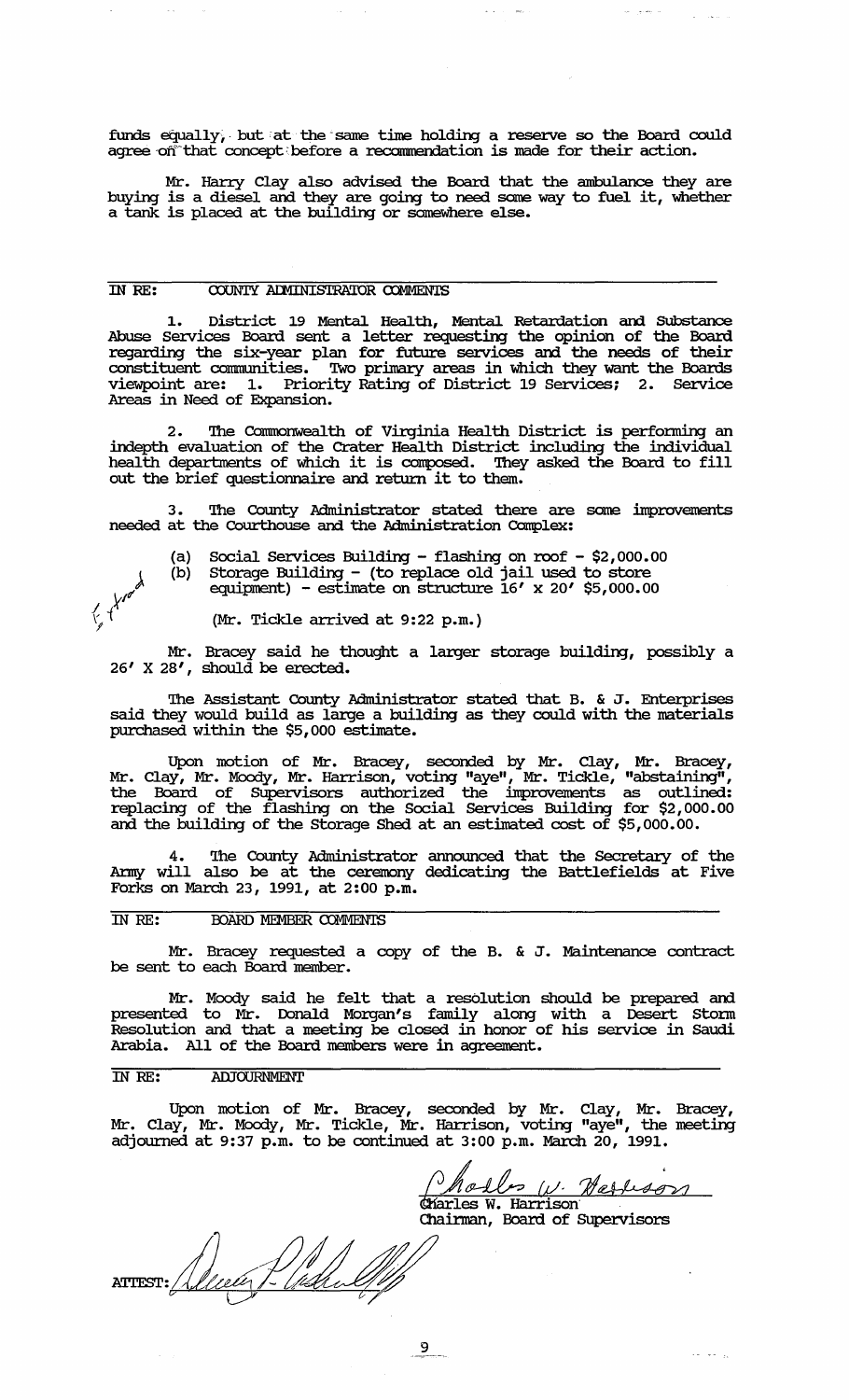funds equally, but at the same time holding a reserve so the Board could agree on that concept before a recommendation is made for their action.

Mr. Harry Clay also advised the Board that the ambulance they are buying is a diesel and they are going to need some way to fuel it, whether a tank is placed at the building or somewhere else.

IN RE: COUNTY ADMINISTRATOR COMMENTS

1. District 19 Mental Health, Mental Retardation and Substance Abuse Services Board sent a letter requesting the opinion of the Board regarding the six-year plan for future services and the needs of their constituent communities. Two primary areas in which they want the Boards viewpoint are: 1. Priority Rating of District 19 Services; 2. Service Areas in Need of Expansion.

2. The Commonwealth of Virginia Health District is performing an indepth evaluation of the Crater Health District including the individual health departments of which it is composed. They asked the Board to fill out the brief questionnaire and return it to them.

3. The County Administrator stated there are some improvements needed at the Courthouse and the Administration Complex:

(a) Social Services Building - flashing on roof - $2,000.00
(b) Storage Building - (to replace old jail used to store equipment) - estimate on structure 16' x 20' $5,000.00

(Mr. Tickle arrived at 9:22 p.m.)

Mr. Bracey said he thought a larger storage building, possibly a 26' X 28', should be erected.

The Assistant County Administrator stated that B. & J. Enterprises said they would build as large a building as they could with the materials purchased within the $5,000 estimate.

Upon motion of Mr. Bracey, seconded by Mr. Clay, Mr. Bracey, Mr. Clay, Mr. Moody, Mr. Harrison, voting "aye", Mr. Tickle, "abstaining", the Board of Supervisors authorized the improvements as outlined: replacing of the flashing on the Social Services Building for $2,000.00 and the building of the Storage Shed at an estimated cost of $5,000.00.

4. The County Administrator announced that the Secretary of the Army will also be at the ceremony dedicating the Battlefields at Five Forks on March 23, 1991, at 2:00 p.m.

IN RE: BOARD MEMBER COMMENTS

Mr. Bracey requested a copy of the B. & J. Maintenance contract be sent to each Board member.

Mr. Moody said he felt that a resolution should be prepared and presented to Mr. Donald Morgan's family along with a Desert Storm Resolution and that a meeting be closed in honor of his service in Saudi Arabia. All of the Board members were in agreement.

IN RE: ADJOURNMENT

Upon motion of Mr. Bracey, seconded by Mr. Clay, Mr. Bracey, Mr. Clay, Mr. Moody, Mr. Tickle, Mr. Harrison, voting "aye", the meeting adjourned at 9:37 p.m. to be continued at 3:00 p.m. March 20, 1991.

Charles W. Harrison
Chairman, Board of Supervisors

ATTEST: